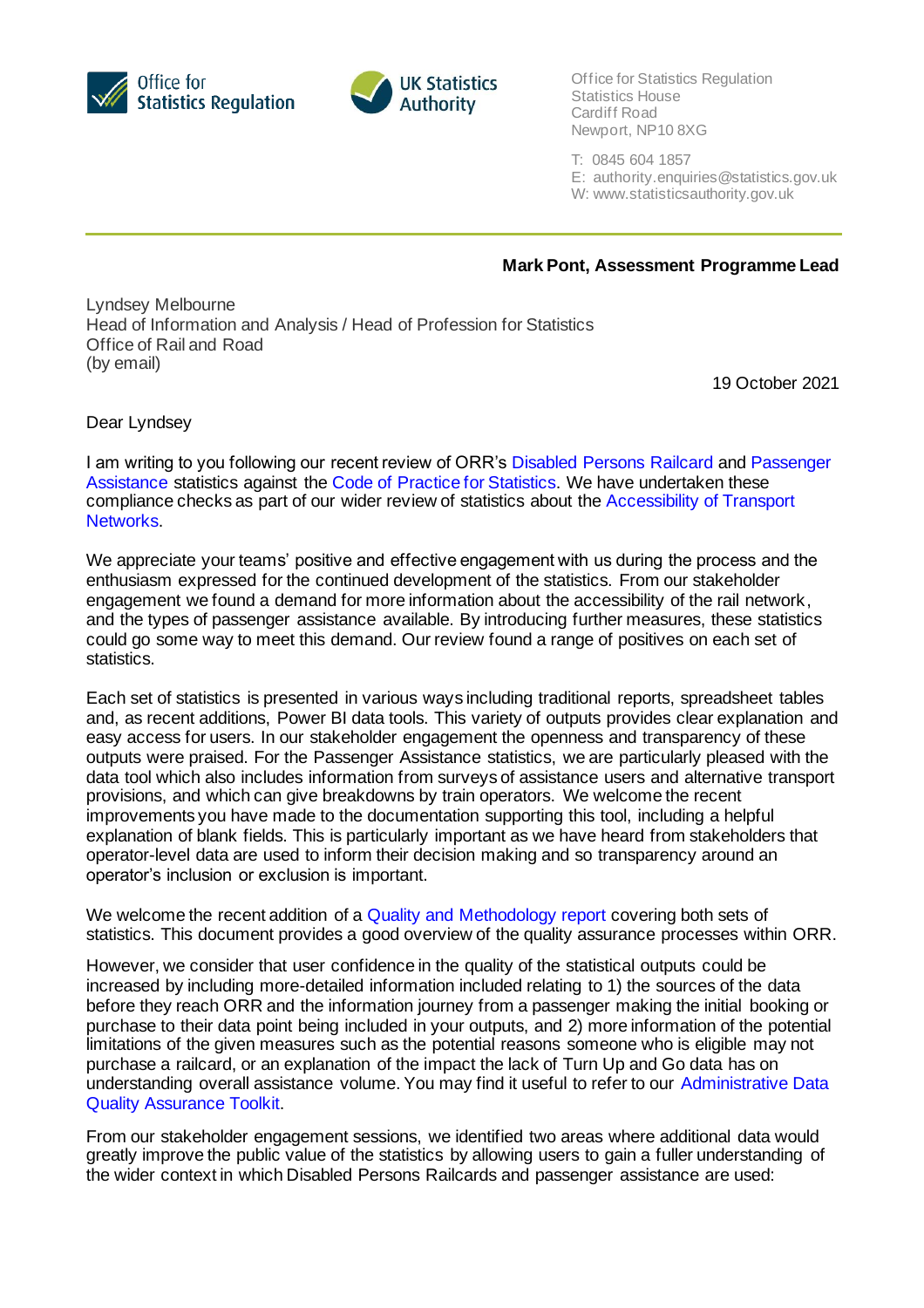Office for Statistics Regulation

UK Statistics Authority

Office for Statistics Regulation
Statistics House
Cardiff Road
Newport, NP10 8XG

T: 0845 604 1857
E: authority.enquiries@statistics.gov.uk
W: www.statisticsauthority.gov.uk

**Mark Pont, Assessment Programme Lead**

Lyndsey Melbourne
Head of Information and Analysis / Head of Profession for Statistics
Office of Rail and Road
(by email)

19 October 2021

Dear Lyndsey

I am writing to you following our recent review of ORR's Disabled Persons Railcard and Passenger Assistance statistics against the Code of Practice for Statistics. We have undertaken these compliance checks as part of our wider review of statistics about the Accessibility of Transport Networks.

We appreciate your teams' positive and effective engagement with us during the process and the enthusiasm expressed for the continued development of the statistics. From our stakeholder engagement we found a demand for more information about the accessibility of the rail network, and the types of passenger assistance available. By introducing further measures, these statistics could go some way to meet this demand. Our review found a range of positives on each set of statistics.

Each set of statistics is presented in various ways including traditional reports, spreadsheet tables and, as recent additions, Power BI data tools. This variety of outputs provides clear explanation and easy access for users. In our stakeholder engagement the openness and transparency of these outputs were praised. For the Passenger Assistance statistics, we are particularly pleased with the data tool which also includes information from surveys of assistance users and alternative transport provisions, and which can give breakdowns by train operators. We welcome the recent improvements you have made to the documentation supporting this tool, including a helpful explanation of blank fields. This is particularly important as we have heard from stakeholders that operator-level data are used to inform their decision making and so transparency around an operator's inclusion or exclusion is important.

We welcome the recent addition of a Quality and Methodology report covering both sets of statistics. This document provides a good overview of the quality assurance processes within ORR.

However, we consider that user confidence in the quality of the statistical outputs could be increased by including more-detailed information included relating to 1) the sources of the data before they reach ORR and the information journey from a passenger making the initial booking or purchase to their data point being included in your outputs, and 2) more information of the potential limitations of the given measures such as the potential reasons someone who is eligible may not purchase a railcard, or an explanation of the impact the lack of Turn Up and Go data has on understanding overall assistance volume. You may find it useful to refer to our Administrative Data Quality Assurance Toolkit.

From our stakeholder engagement sessions, we identified two areas where additional data would greatly improve the public value of the statistics by allowing users to gain a fuller understanding of the wider context in which Disabled Persons Railcards and passenger assistance are used: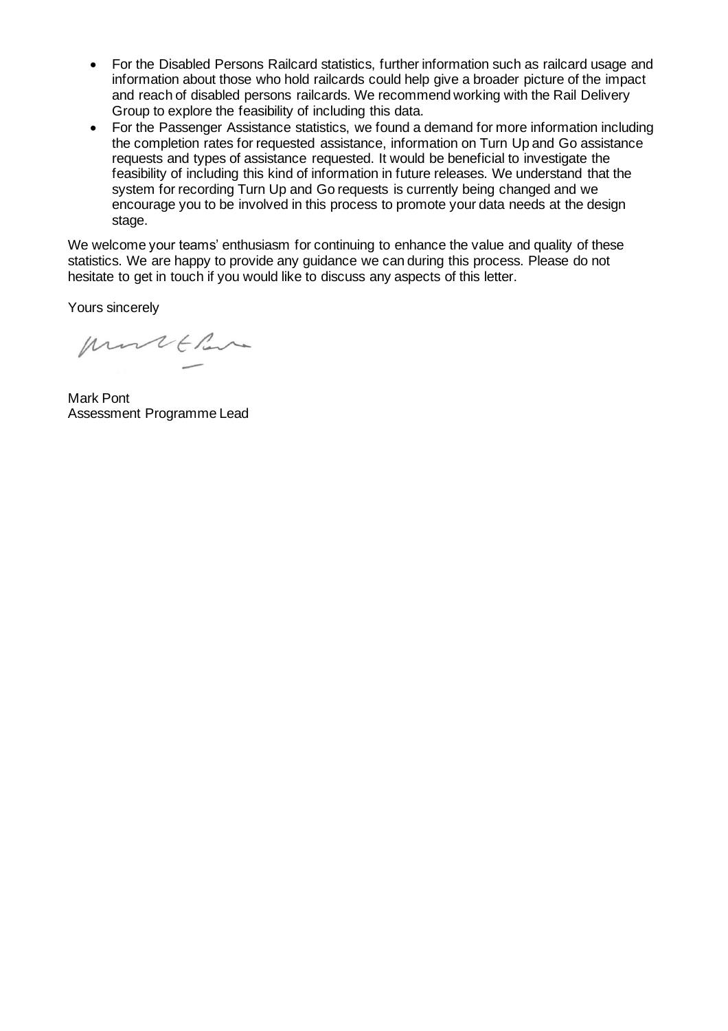- For the Disabled Persons Railcard statistics, further information such as railcard usage and information about those who hold railcards could help give a broader picture of the impact and reach of disabled persons railcards. We recommend working with the Rail Delivery Group to explore the feasibility of including this data.
- For the Passenger Assistance statistics, we found a demand for more information including the completion rates for requested assistance, information on Turn Up and Go assistance requests and types of assistance requested. It would be beneficial to investigate the feasibility of including this kind of information in future releases. We understand that the system for recording Turn Up and Go requests is currently being changed and we encourage you to be involved in this process to promote your data needs at the design stage.

We welcome your teams' enthusiasm for continuing to enhance the value and quality of these statistics. We are happy to provide any guidance we can during this process. Please do not hesitate to get in touch if you would like to discuss any aspects of this letter.

Yours sincerely

Mark Pont
Assessment Programme Lead